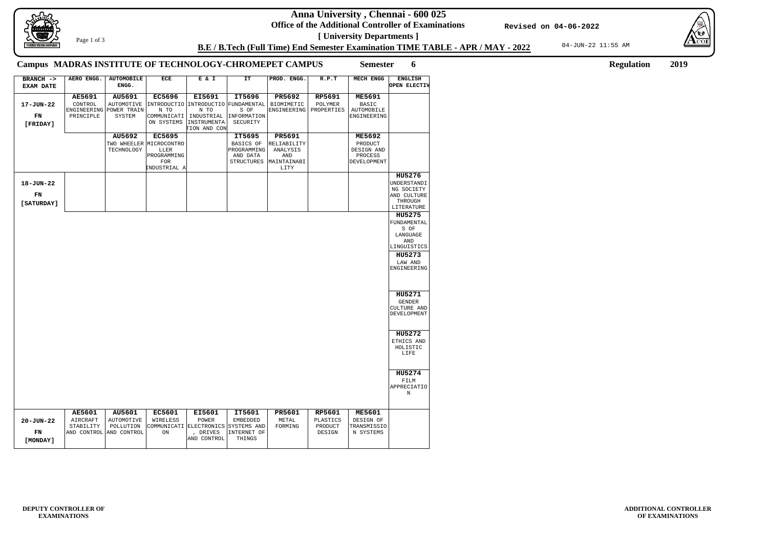# Anna University , Chennai - 600 025

**Office of the Additional Controller of Examinations**

Revised on 04-06-2022

**[ University Departments ]**

**B.E / B.Tech (Full Time) End Semester Examination TIME TABLE - APR / MAY - 2022**

04-JUN-22 11:55 AM

**Campus MADRAS INSTITUTE OF TECHNOLOGY-CHROMEPET CAMPUS** **Semester 6** **Regulation 2019**

| BRANCH -> EXAM DATE | AERO ENGG. | AUTOMOBILE ENGG. | ECE | E & I | IT | PROD. ENGG. | R.P.T | MECH ENGG | ENGLISH OPEN ELECTIV |
|---|---|---|---|---|---|---|---|---|---|
| 17-JUN-22 FN [FRIDAY] | **AE5691** CONTROL ENGINEERING PRINCIPLE | **AU5691** AUTOMOTIVE POWER TRAIN SYSTEM | **EC5696** INTRODUCTIO N TO COMMUNICATI ON SYSTEMS | **EI5691** INTRODUCTIO N TO INDUSTRIAL INSTRUMENTA TION AND CON | **IT5696** FUNDAMENTAL S OF INFORMATION SECURITY | **PR5692** BIOMIMETIC ENGINEERING | **RP5691** POLYMER PROPERTIES | **ME5691** BASIC AUTOMOBILE ENGINEERING | |
| | | **AU5692** TWO WHEELER TECHNOLOGY | **EC5695** MICROCONTRO LLER PROGRAMMING FOR INDUSTRIAL A | | **IT5695** BASICS OF PROGRAMMING AND DATA STRUCTURES | **PR5691** RELIABILITY ANALYSIS AND MAINTAINABI LITY | | **ME5692** PRODUCT DESIGN AND PROCESS DEVELOPMENT | |
| 18-JUN-22 FN [SATURDAY] | | | | | | | | | **HU5276** UNDERSTANDI NG SOCIETY AND CULTURE THROUGH LITERATURE |
| | | | | | | | | | **HU5275** FUNDAMENTAL S OF LANGUAGE AND LINGUISTICS |
| | | | | | | | | | **HU5273** LAW AND ENGINEERING |
| | | | | | | | | | **HU5271** GENDER CULTURE AND DEVELOPMENT |
| | | | | | | | | | **HU5272** ETHICS AND HOLISTIC LIFE |
| | | | | | | | | | **HU5274** FILM APPRECIATIO N |
| 20-JUN-22 FN [MONDAY] | **AE5601** AIRCRAFT STABILITY AND CONTROL | **AU5601** AUTOMOTIVE POLLUTION AND CONTROL | **EC5601** WIRELESS COMMUNICATI ON | **EI5601** POWER ELECTRONICS , DRIVES AND CONTROL | **IT5601** EMBEDDED SYSTEMS AND INTERNET OF THINGS | **PR5601** METAL FORMING | **RP5601** PLASTICS PRODUCT DESIGN | **ME5601** DESIGN OF TRANSMISSIO N SYSTEMS | |

**DEPUTY CONTROLLER OF EXAMINATIONS**

**ADDITIONAL CONTROLLER OF EXAMINATIONS**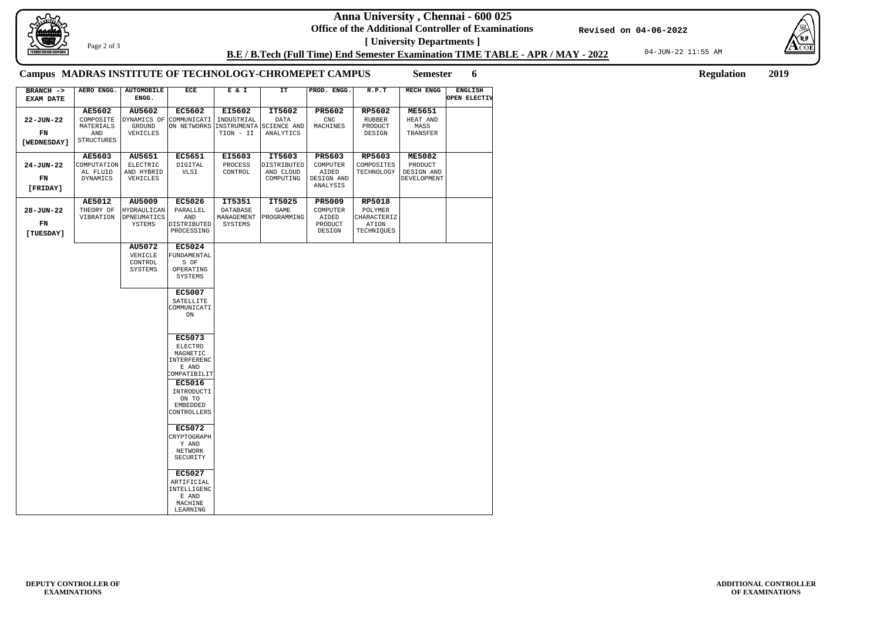# Anna University , Chennai - 600 025

**Office of the Additional Controller of Examinations**

**[ University Departments ]**

Revised on 04-06-2022

**B.E / B.Tech (Full Time) End Semester Examination TIME TABLE - APR / MAY - 2022**

04-JUN-22 11:55 AM

**Campus MADRAS INSTITUTE OF TECHNOLOGY-CHROMEPET CAMPUS** **Semester 6** **Regulation 2019**

| BRANCH -> EXAM DATE | AERO ENGG. | AUTOMOBILE ENGG. | ECE | E & I | IT | PROD. ENGG. | R.P.T | MECH ENGG | ENGLISH OPEN ELECTIV |
|---|---|---|---|---|---|---|---|---|---|
| 22-JUN-22 FN [WEDNESDAY] | **AE5602** COMPOSITE MATERIALS AND STRUCTURES | **AU5602** DYNAMICS OF GROUND VEHICLES | **EC5602** COMMUNICATI ON NETWORKS | **EI5602** INDUSTRIAL INSTRUMENTA TION - II | **IT5602** DATA SCIENCE AND ANALYTICS | **PR5602** CNC MACHINES | **RP5602** RUBBER PRODUCT DESIGN | **ME5651** HEAT AND MASS TRANSFER | |
| 24-JUN-22 FN [FRIDAY] | **AE5603** COMPUTATION AL FLUID DYNAMICS | **AU5651** ELECTRIC AND HYBRID VEHICLES | **EC5651** DIGITAL VLSI | **EI5603** PROCESS CONTROL | **IT5603** DISTRIBUTED AND CLOUD COMPUTING | **PR5603** COMPUTER AIDED DESIGN AND ANALYSIS | **RP5603** COMPOSITES TECHNOLOGY | **ME5082** PRODUCT DESIGN AND DEVELOPMENT | |
| 28-JUN-22 FN [TUESDAY] | **AE5012** THEORY OF VIBRATION | **AU5009** HYDRAULICAN DPNEUMATICS YSTEMS | **EC5026** PARALLEL AND DISTRIBUTED PROCESSING | **IT5351** DATABASE MANAGEMENT SYSTEMS | **IT5025** GAME PROGRAMMING | **PR5009** COMPUTER AIDED PRODUCT DESIGN | **RP5018** POLYMER CHARACTERIZ ATION TECHNIQUES | | |
| | | **AU5072** VEHICLE CONTROL SYSTEMS | **EC5024** FUNDAMENTAL S OF OPERATING SYSTEMS | | | | | | |
| | | | **EC5007** SATELLITE COMMUNICATI ON | | | | | | |
| | | | **EC5073** ELECTRO MAGNETIC INTERFERENC E AND COMPATIBILIT | | | | | | |
| | | | **EC5016** INTRODUCTI ON TO EMBEDDED CONTROLLERS | | | | | | |
| | | | **EC5072** CRYPTOGRAPH Y AND NETWORK SECURITY | | | | | | |
| | | | **EC5027** ARTIFICIAL INTELLIGENC E AND MACHINE LEARNING | | | | | | |

**DEPUTY CONTROLLER OF EXAMINATIONS**

**ADDITIONAL CONTROLLER OF EXAMINATIONS**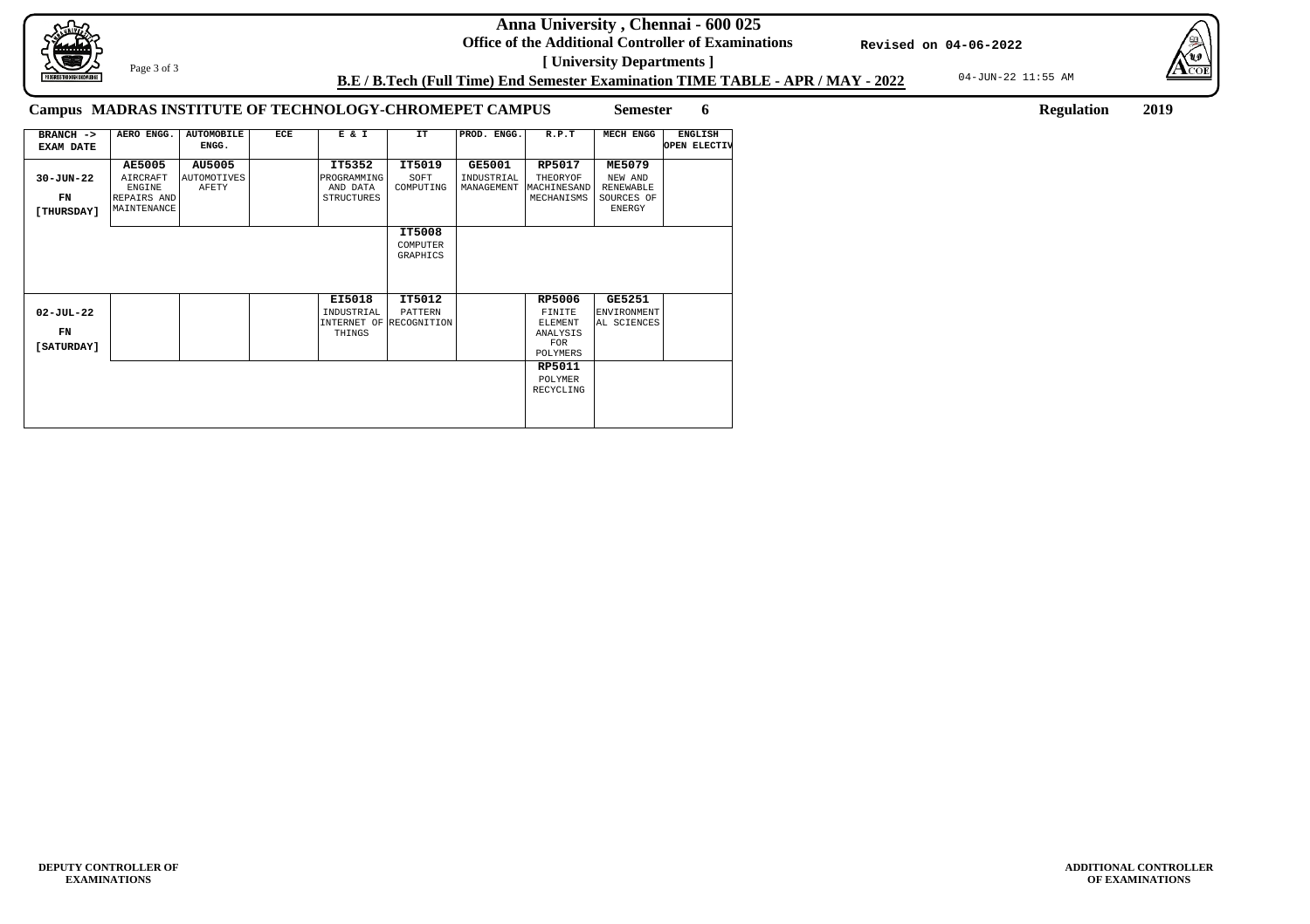# Anna University , Chennai - 600 025

**Office of the Additional Controller of Examinations**

**[ University Departments ]**

**B.E / B.Tech (Full Time) End Semester Examination TIME TABLE - APR / MAY - 2022**

Revised on 04-06-2022

04-JUN-22 11:55 AM

**Campus MADRAS INSTITUTE OF TECHNOLOGY-CHROMEPET CAMPUS** **Semester 6** **Regulation 2019**

| BRANCH -> EXAM DATE | AERO ENGG. | AUTOMOBILE ENGG. | ECE | E & I | IT | PROD. ENGG. | R.P.T | MECH ENGG | ENGLISH OPEN ELECTIV |
|---|---|---|---|---|---|---|---|---|---|
| 30-JUN-22 FN [THURSDAY] | **AE5005** AIRCRAFT ENGINE REPAIRS AND MAINTENANCE | **AU5005** AUTOMOTIVESAFETY | | **IT5352** PROGRAMMING AND DATA STRUCTURES | **IT5019** SOFT COMPUTING | **GE5001** INDUSTRIAL MANAGEMENT | **RP5017** THEORYOF MACHINESAND MECHANISMS | **ME5079** NEW AND RENEWABLE SOURCES OF ENERGY | |
| | | | | | **IT5008** COMPUTER GRAPHICS | | | | |
| 02-JUL-22 FN [SATURDAY] | | | | **EI5018** INDUSTRIAL INTERNET OF THINGS | **IT5012** PATTERN RECOGNITION | | **RP5006** FINITE ELEMENT ANALYSIS FOR POLYMERS | **GE5251** ENVIRONMENTAL SCIENCES | |
| | | | | | | | **RP5011** POLYMER RECYCLING | | |

DEPUTY CONTROLLER OF EXAMINATIONS

ADDITIONAL CONTROLLER OF EXAMINATIONS